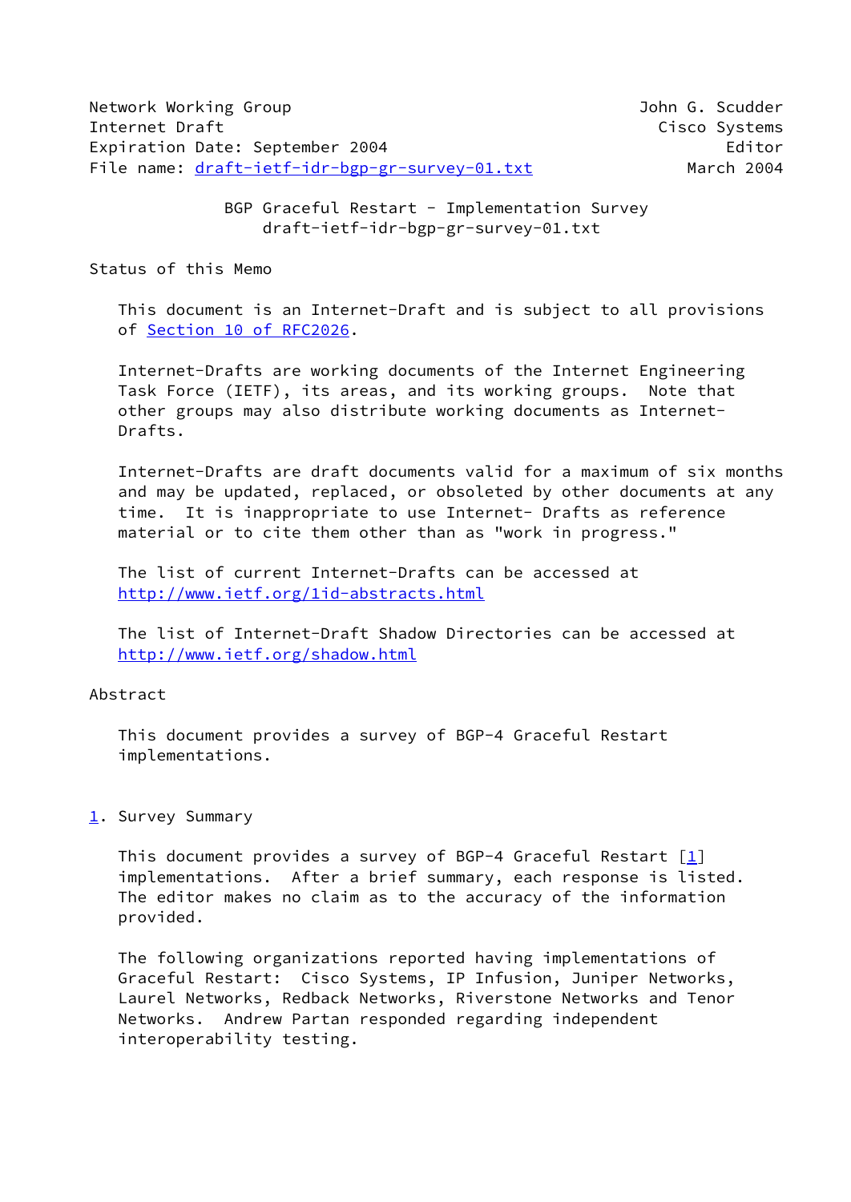Network Working Group John G. Scudder
Internet Draft Cisco Systems
Expiration Date: September 2004 Editor
File name: draft-ietf-idr-bgp-gr-survey-01.txt March 2004

# BGP Graceful Restart - Implementation Survey

draft-ietf-idr-bgp-gr-survey-01.txt

## Status of this Memo

This document is an Internet-Draft and is subject to all provisions of Section 10 of RFC2026.

Internet-Drafts are working documents of the Internet Engineering Task Force (IETF), its areas, and its working groups. Note that other groups may also distribute working documents as Internet-Drafts.

Internet-Drafts are draft documents valid for a maximum of six months and may be updated, replaced, or obsoleted by other documents at any time. It is inappropriate to use Internet- Drafts as reference material or to cite them other than as "work in progress."

The list of current Internet-Drafts can be accessed at http://www.ietf.org/1id-abstracts.html

The list of Internet-Draft Shadow Directories can be accessed at http://www.ietf.org/shadow.html

## Abstract

This document provides a survey of BGP-4 Graceful Restart implementations.

## 1. Survey Summary

This document provides a survey of BGP-4 Graceful Restart [1] implementations. After a brief summary, each response is listed. The editor makes no claim as to the accuracy of the information provided.

The following organizations reported having implementations of Graceful Restart: Cisco Systems, IP Infusion, Juniper Networks, Laurel Networks, Redback Networks, Riverstone Networks and Tenor Networks. Andrew Partan responded regarding independent interoperability testing.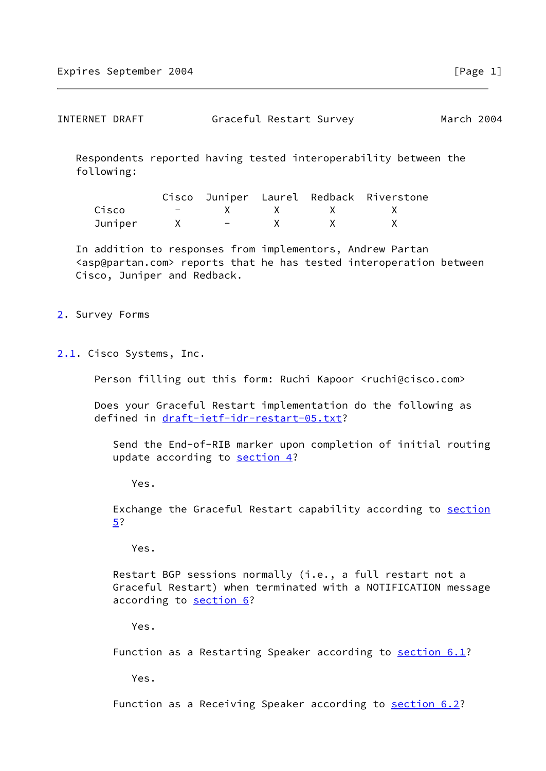Respondents reported having tested interoperability between the following:

| | Cisco | Juniper | Laurel | Redback | Riverstone |
|---|---|---|---|---|---|
| Cisco | - | X | X | X | X |
| Juniper | X | - | X | X | X |

In addition to responses from implementors, Andrew Partan <asp@partan.com> reports that he has tested interoperation between Cisco, Juniper and Redback.

## 2. Survey Forms

### 2.1. Cisco Systems, Inc.

Person filling out this form: Ruchi Kapoor <ruchi@cisco.com>

Does your Graceful Restart implementation do the following as defined in draft-ietf-idr-restart-05.txt?

Send the End-of-RIB marker upon completion of initial routing update according to section 4?

Yes.

Exchange the Graceful Restart capability according to section 5?

Yes.

Restart BGP sessions normally (i.e., a full restart not a Graceful Restart) when terminated with a NOTIFICATION message according to section 6?

Yes.

Function as a Restarting Speaker according to section 6.1?

Yes.

Function as a Receiving Speaker according to section 6.2?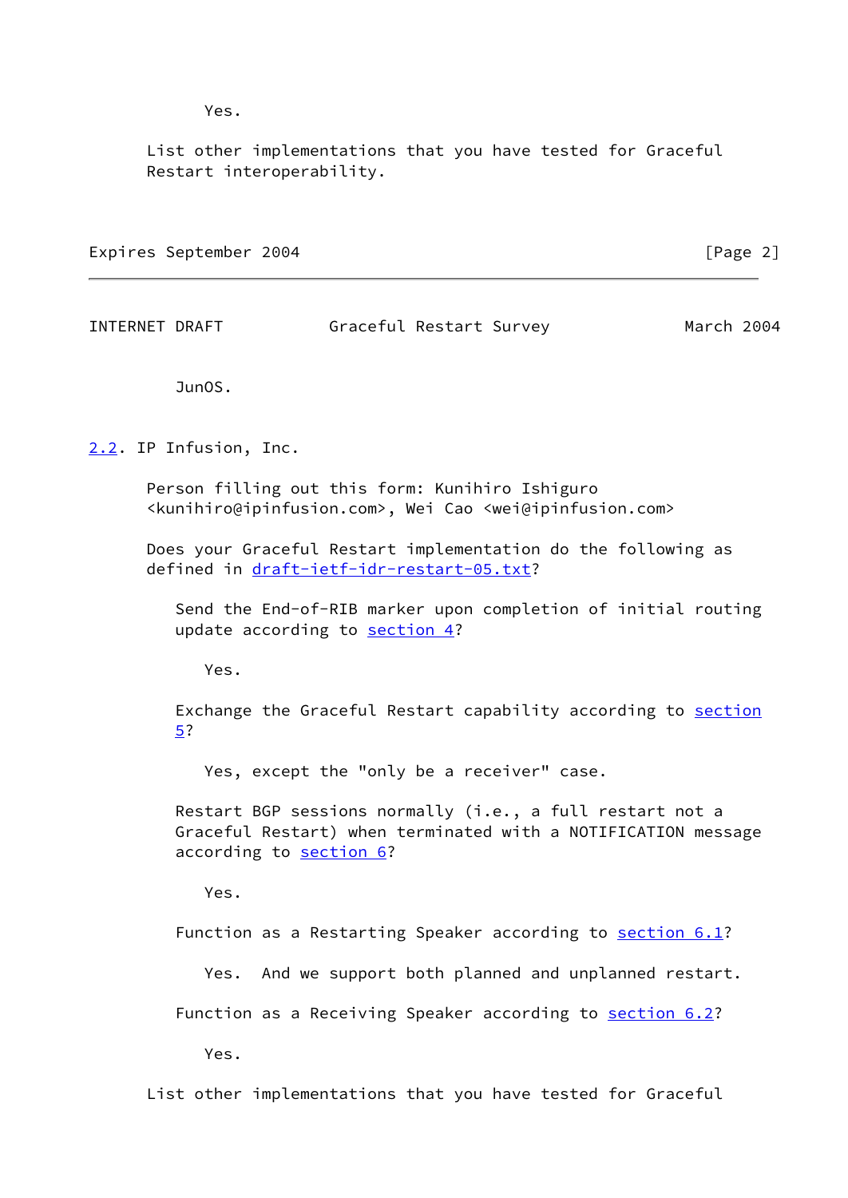Yes.

List other implementations that you have tested for Graceful Restart interoperability.

JunOS.

## 2.2. IP Infusion, Inc.

Person filling out this form: Kunihiro Ishiguro <kunihiro@ipinfusion.com>, Wei Cao <wei@ipinfusion.com>

Does your Graceful Restart implementation do the following as defined in draft-ietf-idr-restart-05.txt?

Send the End-of-RIB marker upon completion of initial routing update according to section 4?

Yes.

Exchange the Graceful Restart capability according to section 5?

Yes, except the "only be a receiver" case.

Restart BGP sessions normally (i.e., a full restart not a Graceful Restart) when terminated with a NOTIFICATION message according to section 6?

Yes.

Function as a Restarting Speaker according to section 6.1?

Yes. And we support both planned and unplanned restart.

Function as a Receiving Speaker according to section 6.2?

Yes.

List other implementations that you have tested for Graceful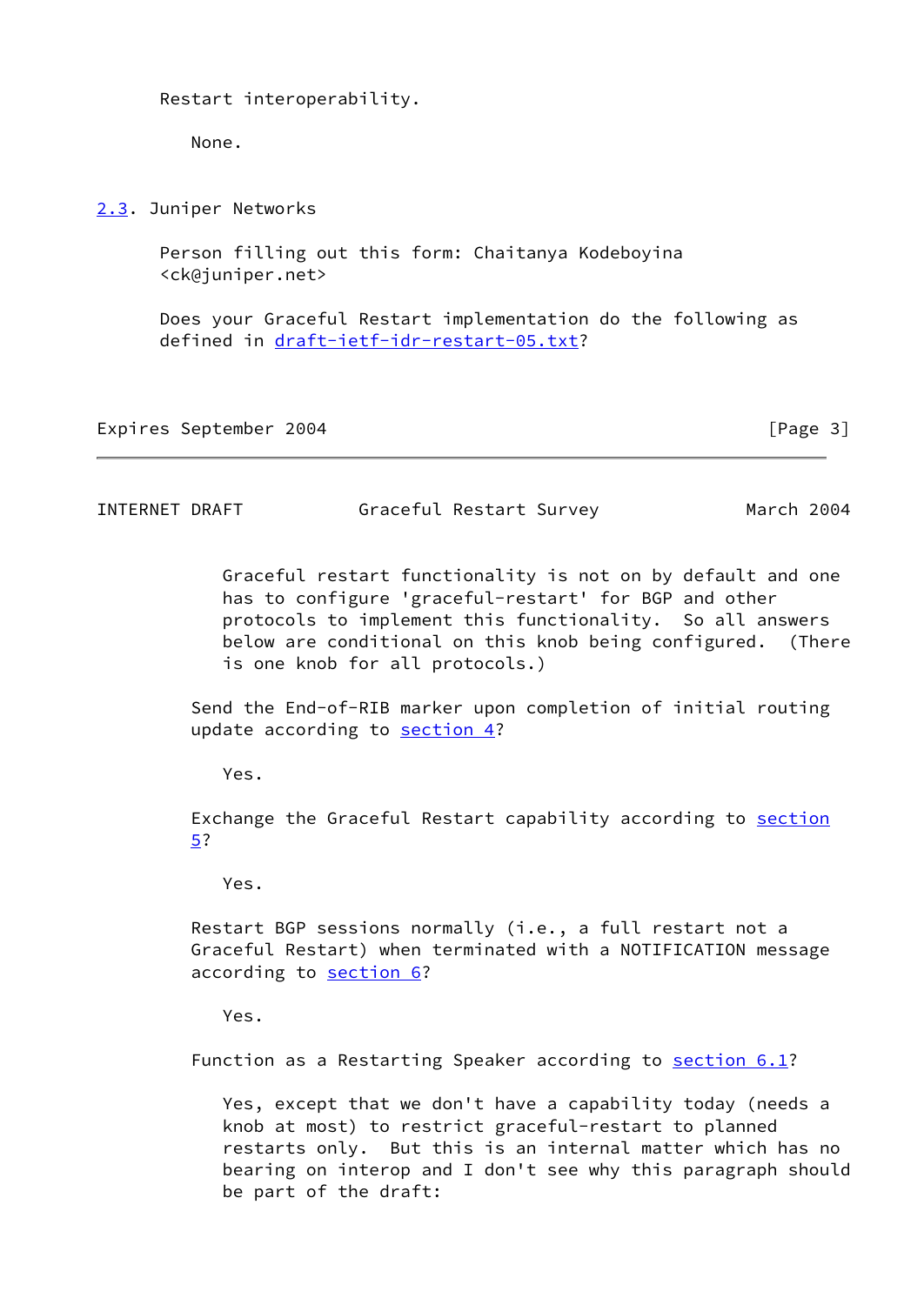Restart interoperability.

None.

## 2.3. Juniper Networks

Person filling out this form: Chaitanya Kodeboyina <ck@juniper.net>

Does your Graceful Restart implementation do the following as defined in draft-ietf-idr-restart-05.txt?

Graceful restart functionality is not on by default and one has to configure 'graceful-restart' for BGP and other protocols to implement this functionality. So all answers below are conditional on this knob being configured. (There is one knob for all protocols.)

Send the End-of-RIB marker upon completion of initial routing update according to section 4?

Yes.

Exchange the Graceful Restart capability according to section 5?

Yes.

Restart BGP sessions normally (i.e., a full restart not a Graceful Restart) when terminated with a NOTIFICATION message according to section 6?

Yes.

Function as a Restarting Speaker according to section 6.1?

Yes, except that we don't have a capability today (needs a knob at most) to restrict graceful-restart to planned restarts only. But this is an internal matter which has no bearing on interop and I don't see why this paragraph should be part of the draft: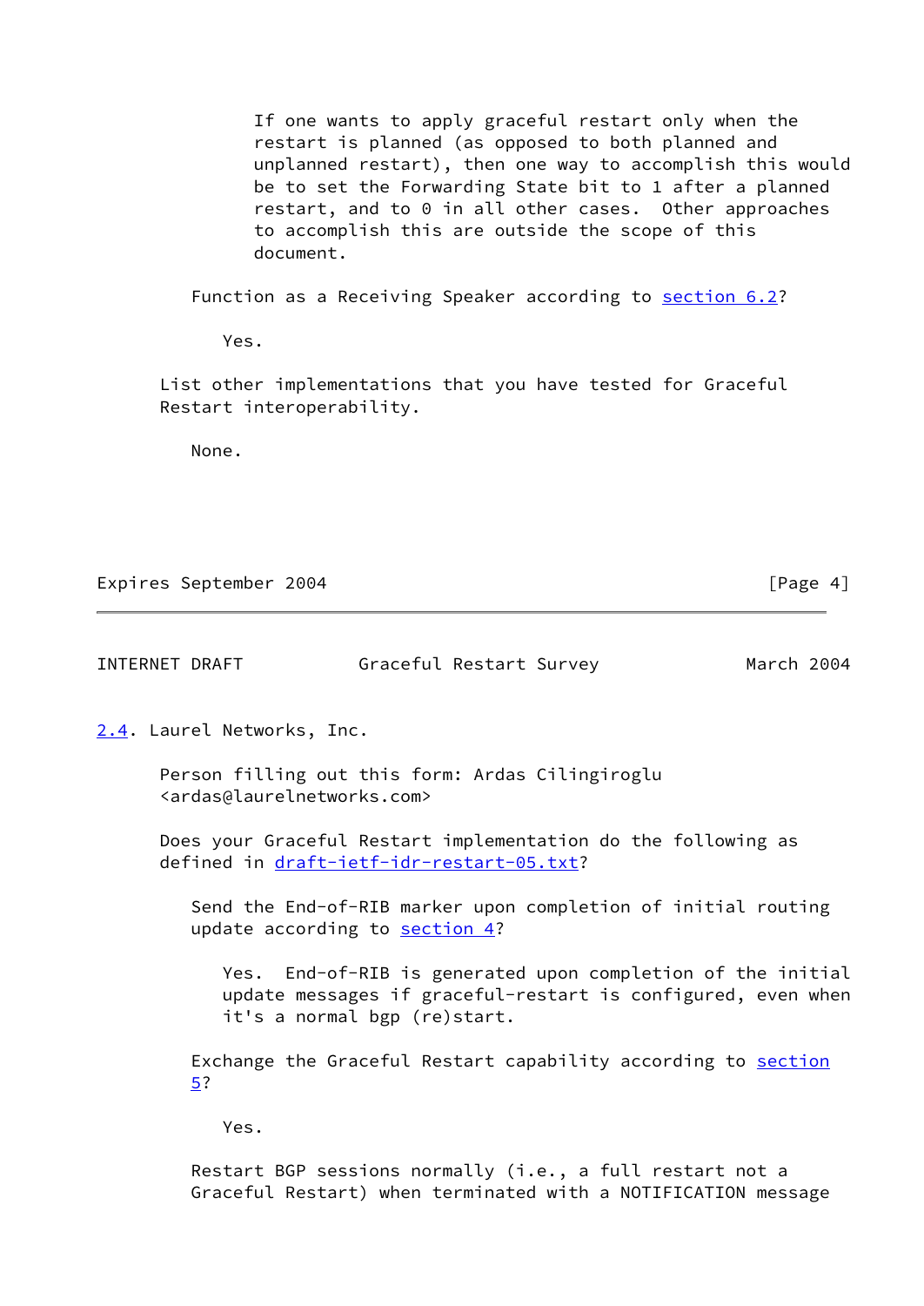If one wants to apply graceful restart only when the restart is planned (as opposed to both planned and unplanned restart), then one way to accomplish this would be to set the Forwarding State bit to 1 after a planned restart, and to 0 in all other cases. Other approaches to accomplish this are outside the scope of this document.

Function as a Receiving Speaker according to section 6.2?

Yes.

List other implementations that you have tested for Graceful Restart interoperability.

None.

## 2.4. Laurel Networks, Inc.

Person filling out this form: Ardas Cilingiroglu <ardas@laurelnetworks.com>

Does your Graceful Restart implementation do the following as defined in draft-ietf-idr-restart-05.txt?

Send the End-of-RIB marker upon completion of initial routing update according to section 4?

Yes. End-of-RIB is generated upon completion of the initial update messages if graceful-restart is configured, even when it's a normal bgp (re)start.

Exchange the Graceful Restart capability according to section 5?

Yes.

Restart BGP sessions normally (i.e., a full restart not a Graceful Restart) when terminated with a NOTIFICATION message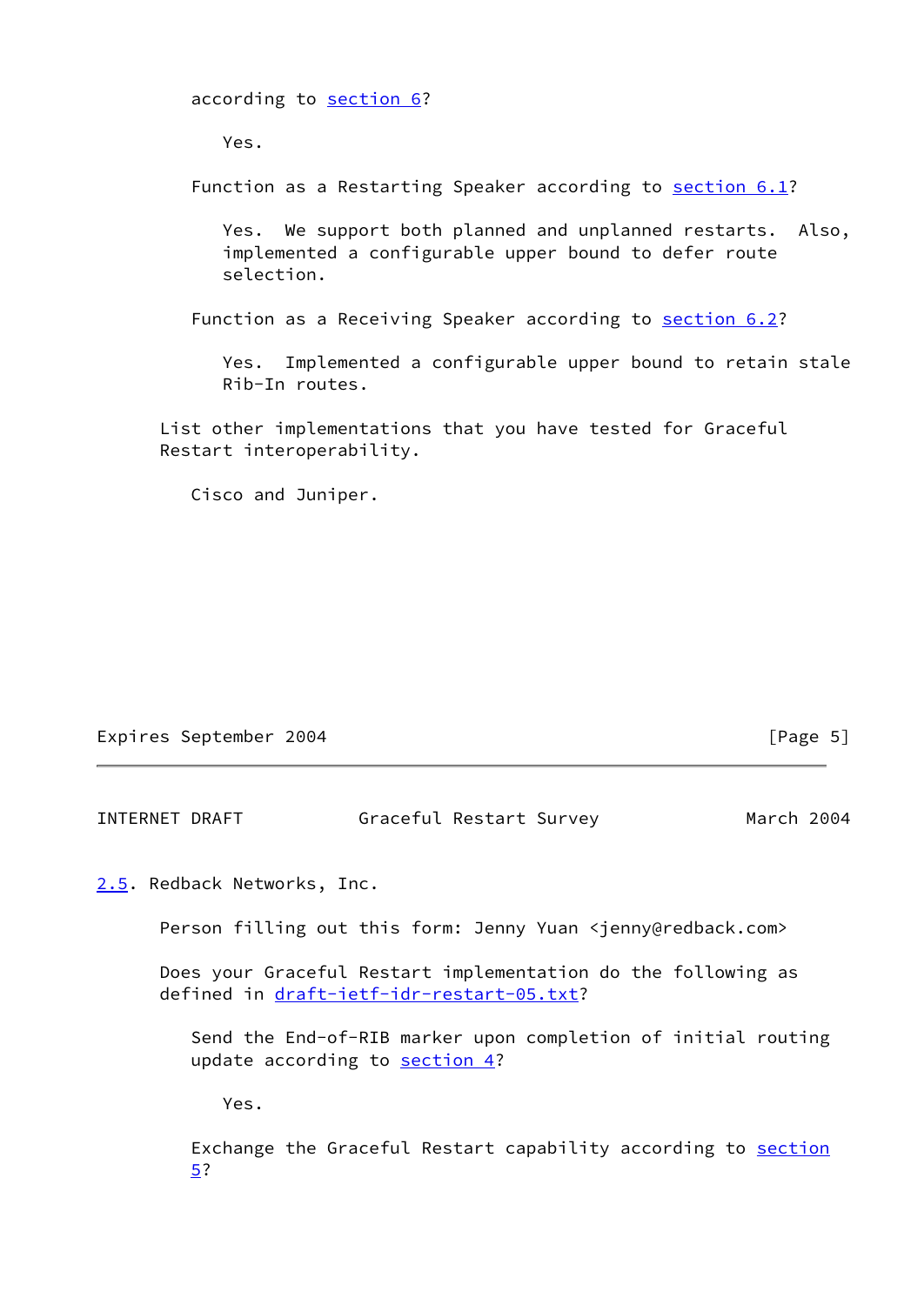according to section 6?

Yes.

Function as a Restarting Speaker according to section 6.1?

Yes. We support both planned and unplanned restarts. Also, implemented a configurable upper bound to defer route selection.

Function as a Receiving Speaker according to section 6.2?

Yes. Implemented a configurable upper bound to retain stale Rib-In routes.

List other implementations that you have tested for Graceful Restart interoperability.

Cisco and Juniper.

## 2.5. Redback Networks, Inc.

Person filling out this form: Jenny Yuan <jenny@redback.com>

Does your Graceful Restart implementation do the following as defined in draft-ietf-idr-restart-05.txt?

Send the End-of-RIB marker upon completion of initial routing update according to section 4?

Yes.

Exchange the Graceful Restart capability according to section 5?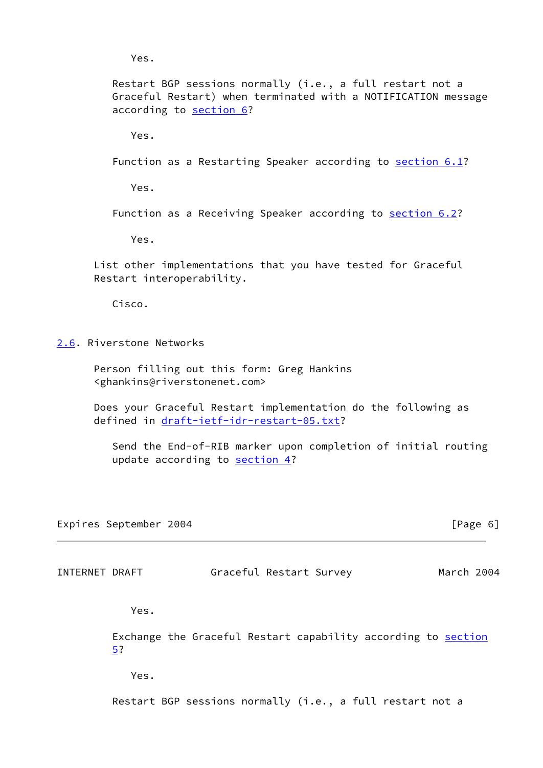Yes.

Restart BGP sessions normally (i.e., a full restart not a Graceful Restart) when terminated with a NOTIFICATION message according to section 6?

Yes.

Function as a Restarting Speaker according to section 6.1?

Yes.

Function as a Receiving Speaker according to section 6.2?

Yes.

List other implementations that you have tested for Graceful Restart interoperability.

Cisco.

## 2.6. Riverstone Networks

Person filling out this form: Greg Hankins <ghankins@riverstonenet.com>

Does your Graceful Restart implementation do the following as defined in draft-ietf-idr-restart-05.txt?

Send the End-of-RIB marker upon completion of initial routing update according to section 4?

Yes.

Exchange the Graceful Restart capability according to section 5?

Yes.

Restart BGP sessions normally (i.e., a full restart not a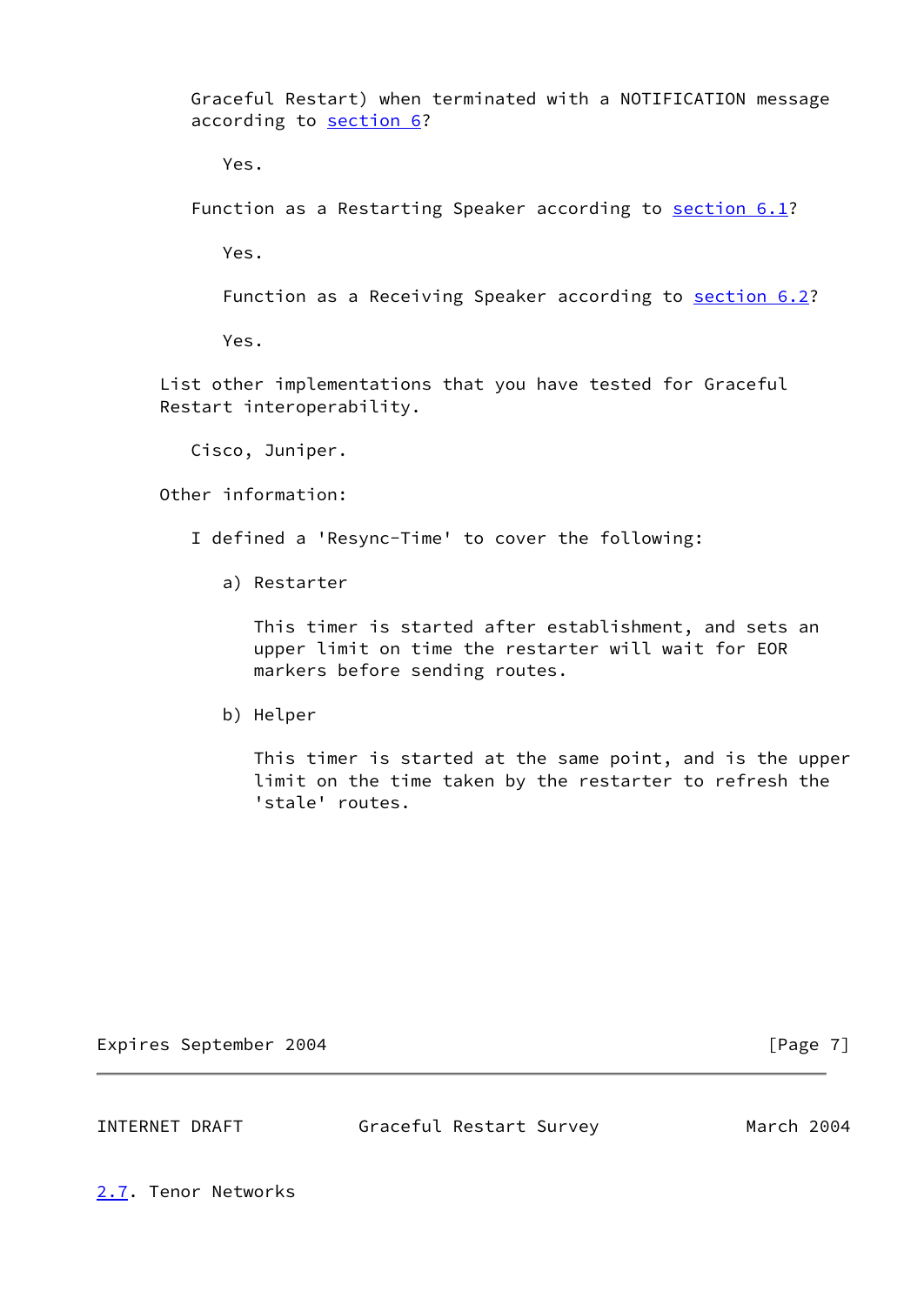Graceful Restart) when terminated with a NOTIFICATION message according to section 6?

Yes.

Function as a Restarting Speaker according to section 6.1?

Yes.

Function as a Receiving Speaker according to section 6.2?

Yes.

List other implementations that you have tested for Graceful Restart interoperability.

Cisco, Juniper.

Other information:

I defined a 'Resync-Time' to cover the following:

a) Restarter

This timer is started after establishment, and sets an upper limit on time the restarter will wait for EOR markers before sending routes.

b) Helper

This timer is started at the same point, and is the upper limit on the time taken by the restarter to refresh the 'stale' routes.

## 2.7. Tenor Networks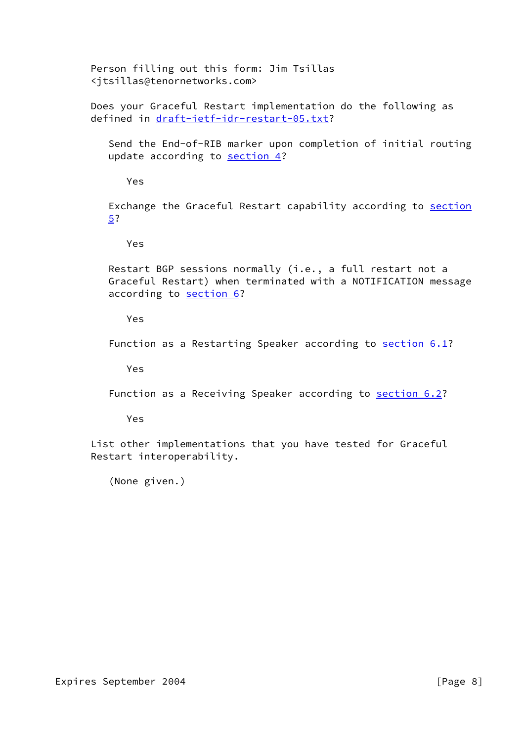Person filling out this form: Jim Tsillas <jtsillas@tenornetworks.com>

Does your Graceful Restart implementation do the following as defined in draft-ietf-idr-restart-05.txt?

Send the End-of-RIB marker upon completion of initial routing update according to section 4?

Yes

Exchange the Graceful Restart capability according to section 5?

Yes

Restart BGP sessions normally (i.e., a full restart not a Graceful Restart) when terminated with a NOTIFICATION message according to section 6?

Yes

Function as a Restarting Speaker according to section 6.1?

Yes

Function as a Receiving Speaker according to section 6.2?

Yes

List other implementations that you have tested for Graceful Restart interoperability.

(None given.)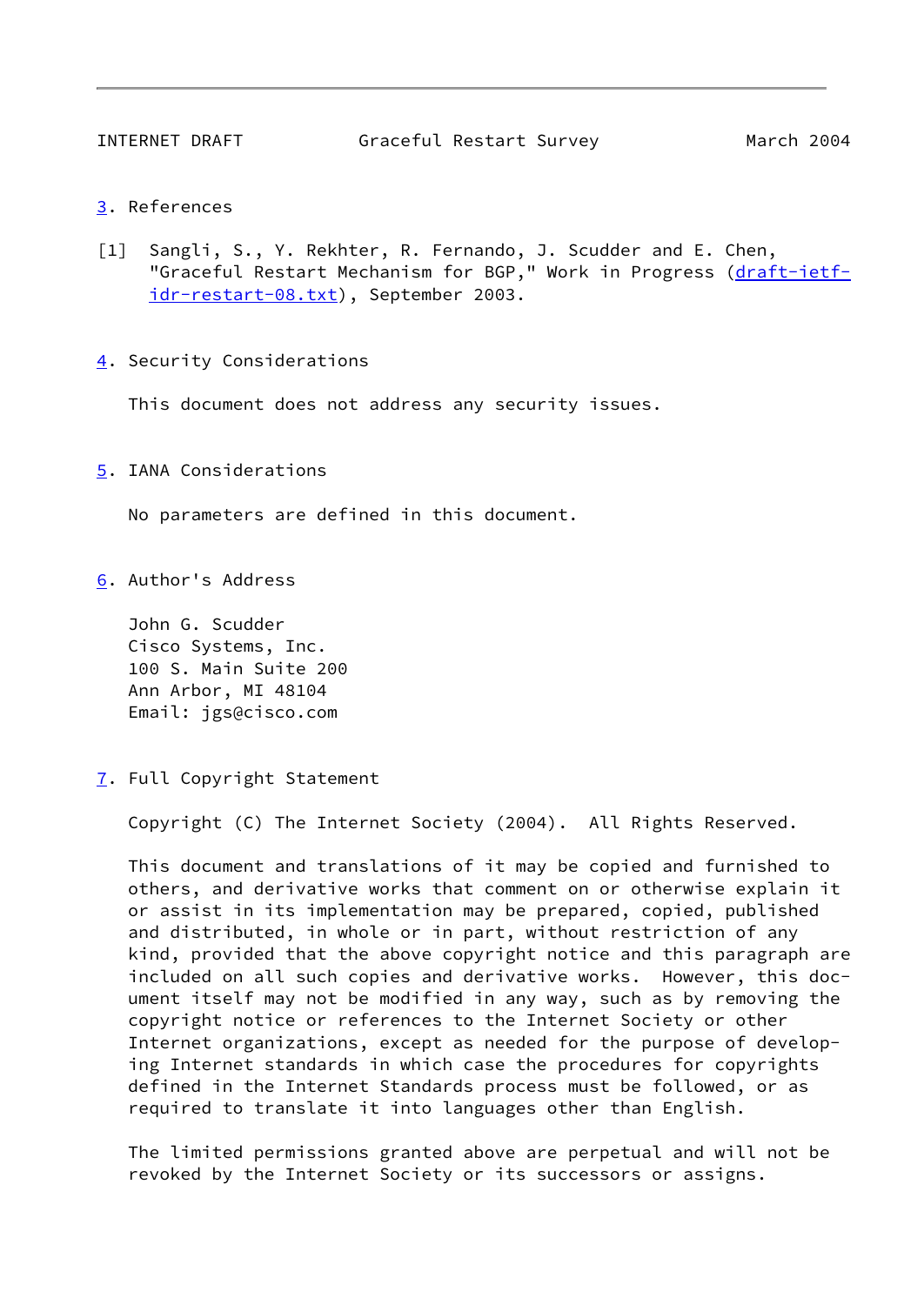## 3. References

[1] Sangli, S., Y. Rekhter, R. Fernando, J. Scudder and E. Chen, "Graceful Restart Mechanism for BGP," Work in Progress (draft-ietf-idr-restart-08.txt), September 2003.

## 4. Security Considerations

This document does not address any security issues.

## 5. IANA Considerations

No parameters are defined in this document.

## 6. Author's Address

John G. Scudder
Cisco Systems, Inc.
100 S. Main Suite 200
Ann Arbor, MI 48104
Email: jgs@cisco.com

## 7. Full Copyright Statement

Copyright (C) The Internet Society (2004). All Rights Reserved.

This document and translations of it may be copied and furnished to others, and derivative works that comment on or otherwise explain it or assist in its implementation may be prepared, copied, published and distributed, in whole or in part, without restriction of any kind, provided that the above copyright notice and this paragraph are included on all such copies and derivative works. However, this document itself may not be modified in any way, such as by removing the copyright notice or references to the Internet Society or other Internet organizations, except as needed for the purpose of developing Internet standards in which case the procedures for copyrights defined in the Internet Standards process must be followed, or as required to translate it into languages other than English.

The limited permissions granted above are perpetual and will not be revoked by the Internet Society or its successors or assigns.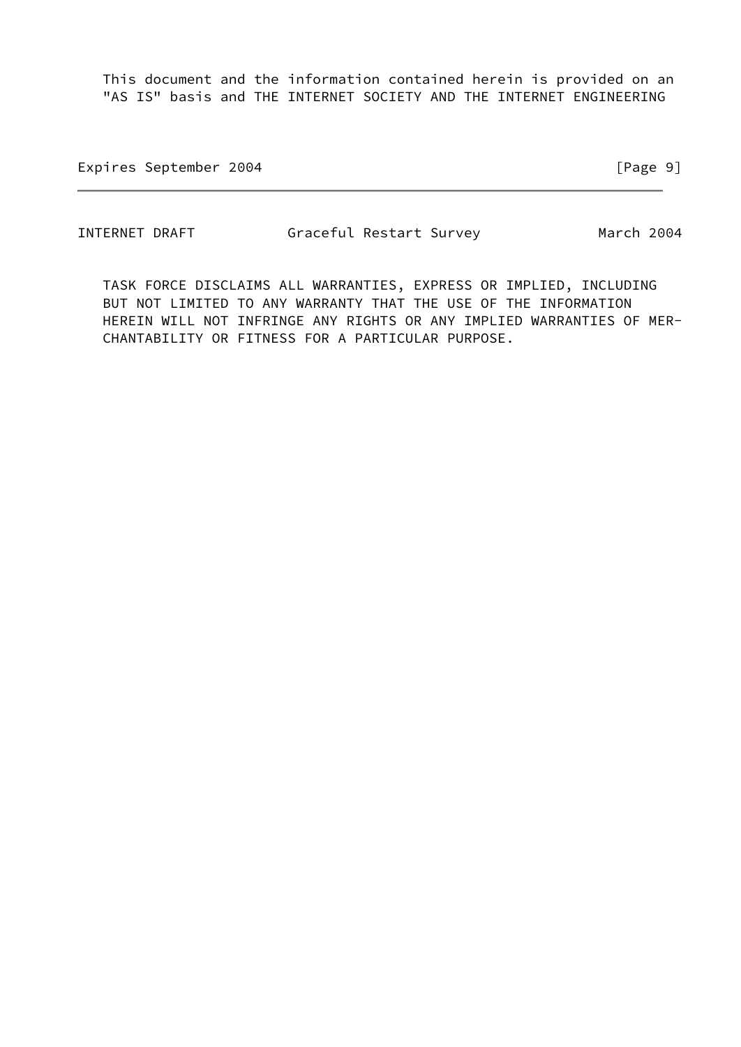This document and the information contained herein is provided on an "AS IS" basis and THE INTERNET SOCIETY AND THE INTERNET ENGINEERING TASK FORCE DISCLAIMS ALL WARRANTIES, EXPRESS OR IMPLIED, INCLUDING BUT NOT LIMITED TO ANY WARRANTY THAT THE USE OF THE INFORMATION HEREIN WILL NOT INFRINGE ANY RIGHTS OR ANY IMPLIED WARRANTIES OF MERCHANTABILITY OR FITNESS FOR A PARTICULAR PURPOSE.